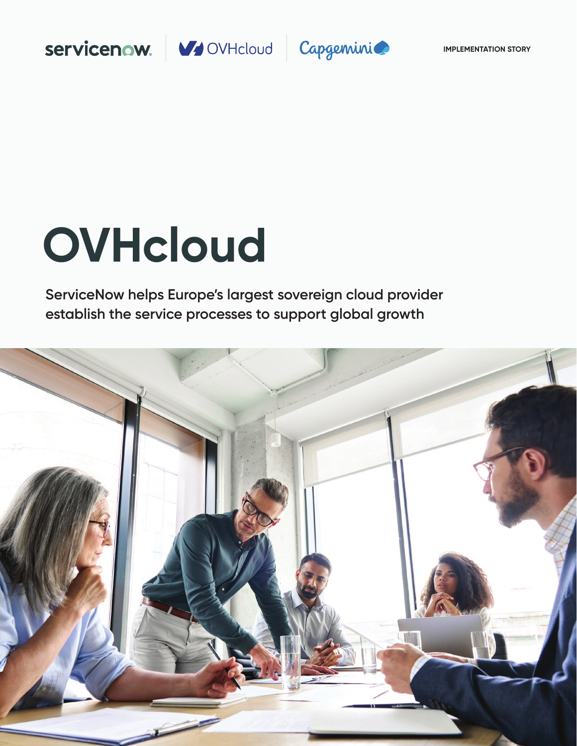servicenow | OVHcloud | Capgemini

IMPLEMENTATION STORY

# OVHcloud

**ServiceNow helps Europe's largest sovereign cloud provider establish the service processes to support global growth**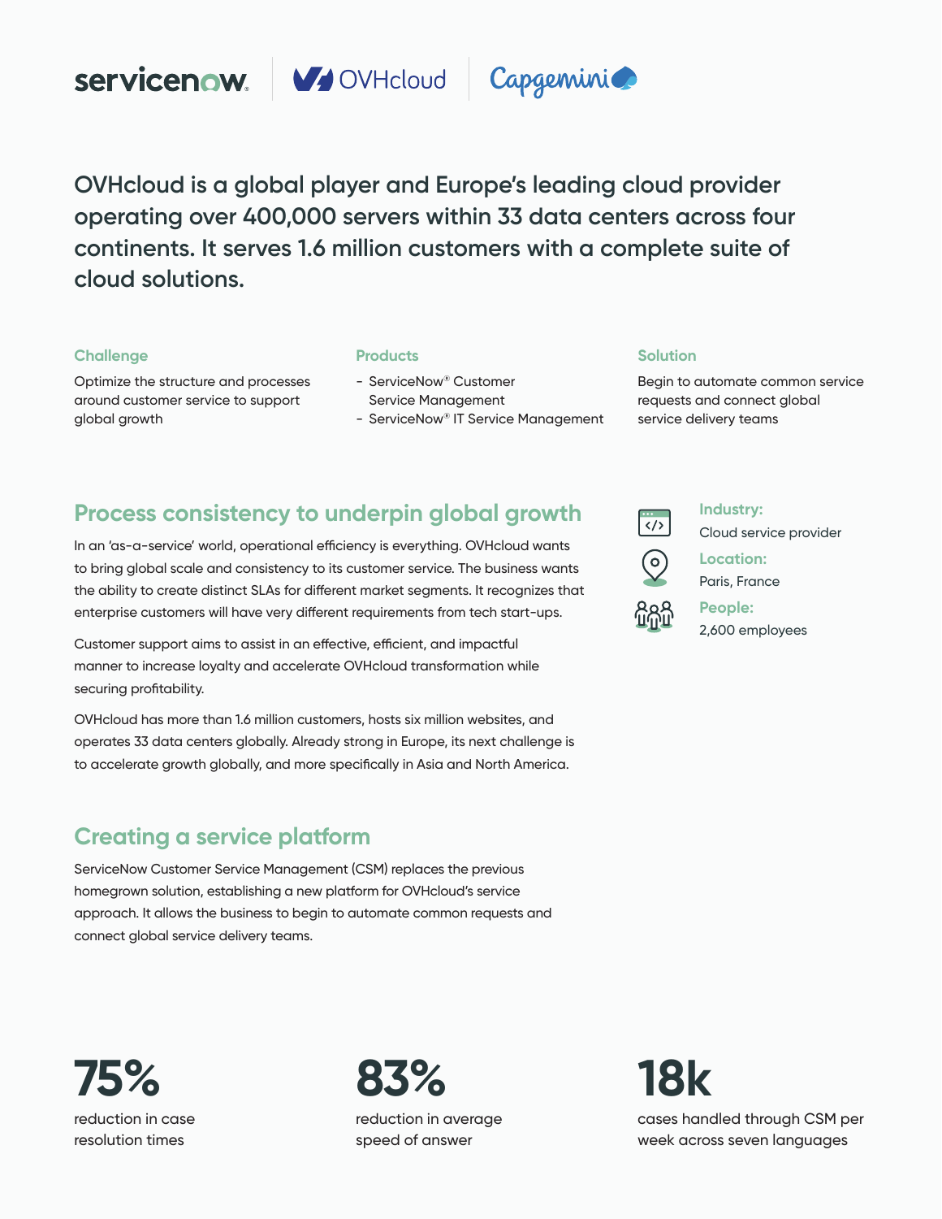servicenow | OVHcloud | Capgemini

**OVHcloud is a global player and Europe's leading cloud provider operating over 400,000 servers within 33 data centers across four continents. It serves 1.6 million customers with a complete suite of cloud solutions.**

### Challenge

Optimize the structure and processes around customer service to support global growth

### Products

- ServiceNow® Customer Service Management
- ServiceNow® IT Service Management

### Solution

Begin to automate common service requests and connect global service delivery teams

## Process consistency to underpin global growth

In an 'as-a-service' world, operational efficiency is everything. OVHcloud wants to bring global scale and consistency to its customer service. The business wants the ability to create distinct SLAs for different market segments. It recognizes that enterprise customers will have very different requirements from tech start-ups.

Customer support aims to assist in an effective, efficient, and impactful manner to increase loyalty and accelerate OVHcloud transformation while securing profitability.

OVHcloud has more than 1.6 million customers, hosts six million websites, and operates 33 data centers globally. Already strong in Europe, its next challenge is to accelerate growth globally, and more specifically in Asia and North America.

**Industry:**
Cloud service provider

**Location:**
Paris, France

**People:**
2,600 employees

## Creating a service platform

ServiceNow Customer Service Management (CSM) replaces the previous homegrown solution, establishing a new platform for OVHcloud's service approach. It allows the business to begin to automate common requests and connect global service delivery teams.

**75%**
reduction in case resolution times

**83%**
reduction in average speed of answer

**18k**
cases handled through CSM per week across seven languages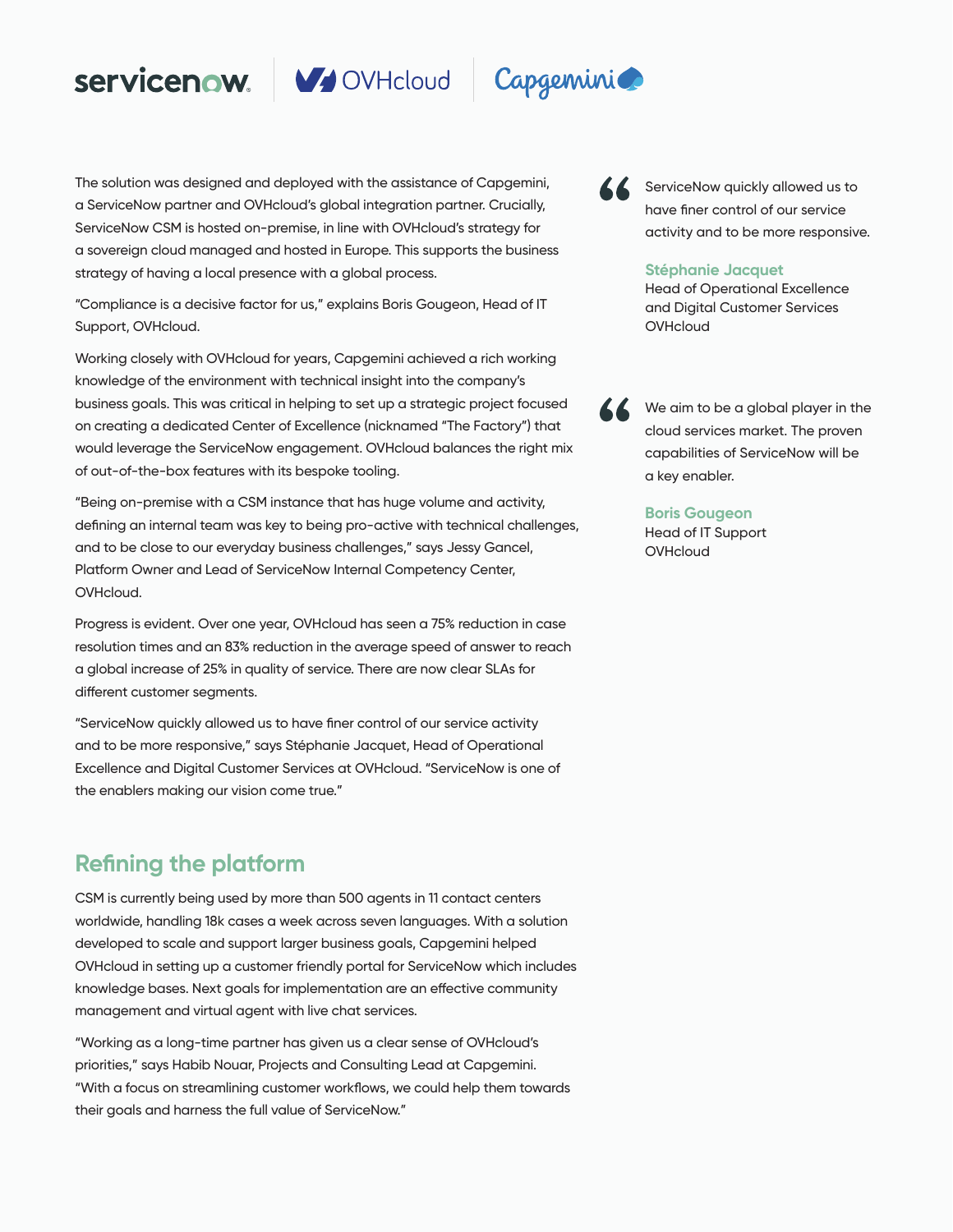The solution was designed and deployed with the assistance of Capgemini, a ServiceNow partner and OVHcloud's global integration partner. Crucially, ServiceNow CSM is hosted on-premise, in line with OVHcloud's strategy for a sovereign cloud managed and hosted in Europe. This supports the business strategy of having a local presence with a global process.

"Compliance is a decisive factor for us," explains Boris Gougeon, Head of IT Support, OVHcloud.

Working closely with OVHcloud for years, Capgemini achieved a rich working knowledge of the environment with technical insight into the company's business goals. This was critical in helping to set up a strategic project focused on creating a dedicated Center of Excellence (nicknamed "The Factory") that would leverage the ServiceNow engagement. OVHcloud balances the right mix of out-of-the-box features with its bespoke tooling.

"Being on-premise with a CSM instance that has huge volume and activity, defining an internal team was key to being pro-active with technical challenges, and to be close to our everyday business challenges," says Jessy Gancel, Platform Owner and Lead of ServiceNow Internal Competency Center, OVHcloud.

Progress is evident. Over one year, OVHcloud has seen a 75% reduction in case resolution times and an 83% reduction in the average speed of answer to reach a global increase of 25% in quality of service. There are now clear SLAs for different customer segments.

"ServiceNow quickly allowed us to have finer control of our service activity and to be more responsive," says Stéphanie Jacquet, Head of Operational Excellence and Digital Customer Services at OVHcloud. "ServiceNow is one of the enablers making our vision come true."

> ServiceNow quickly allowed us to have finer control of our service activity and to be more responsive.
>
> **Stéphanie Jacquet**
> Head of Operational Excellence and Digital Customer Services
> OVHcloud

> We aim to be a global player in the cloud services market. The proven capabilities of ServiceNow will be a key enabler.
>
> **Boris Gougeon**
> Head of IT Support
> OVHcloud

## Refining the platform

CSM is currently being used by more than 500 agents in 11 contact centers worldwide, handling 18k cases a week across seven languages. With a solution developed to scale and support larger business goals, Capgemini helped OVHcloud in setting up a customer friendly portal for ServiceNow which includes knowledge bases. Next goals for implementation are an effective community management and virtual agent with live chat services.

"Working as a long-time partner has given us a clear sense of OVHcloud's priorities," says Habib Nouar, Projects and Consulting Lead at Capgemini. "With a focus on streamlining customer workflows, we could help them towards their goals and harness the full value of ServiceNow."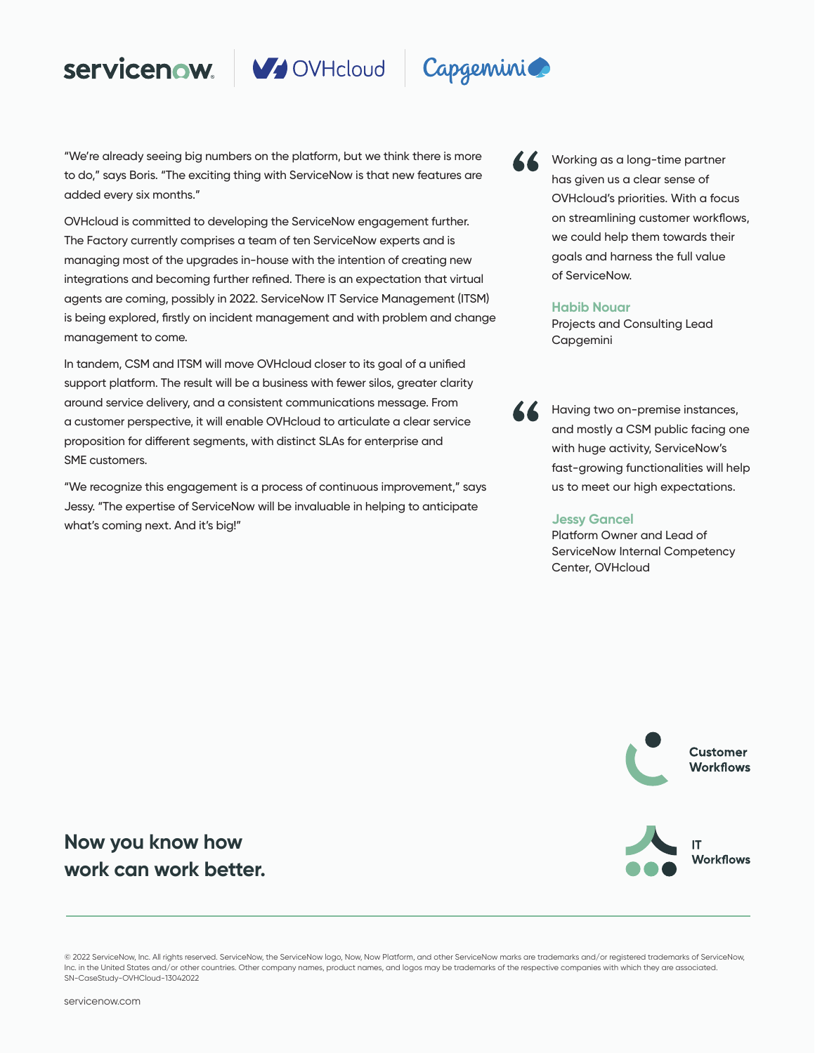"We're already seeing big numbers on the platform, but we think there is more to do," says Boris. "The exciting thing with ServiceNow is that new features are added every six months."

OVHcloud is committed to developing the ServiceNow engagement further. The Factory currently comprises a team of ten ServiceNow experts and is managing most of the upgrades in-house with the intention of creating new integrations and becoming further refined. There is an expectation that virtual agents are coming, possibly in 2022. ServiceNow IT Service Management (ITSM) is being explored, firstly on incident management and with problem and change management to come.

In tandem, CSM and ITSM will move OVHcloud closer to its goal of a unified support platform. The result will be a business with fewer silos, greater clarity around service delivery, and a consistent communications message. From a customer perspective, it will enable OVHcloud to articulate a clear service proposition for different segments, with distinct SLAs for enterprise and SME customers.

"We recognize this engagement is a process of continuous improvement," says Jessy. "The expertise of ServiceNow will be invaluable in helping to anticipate what's coming next. And it's big!"

> Working as a long-time partner has given us a clear sense of OVHcloud's priorities. With a focus on streamlining customer workflows, we could help them towards their goals and harness the full value of ServiceNow.
>
> **Habib Nouar**
> Projects and Consulting Lead
> Capgemini

> Having two on-premise instances, and mostly a CSM public facing one with huge activity, ServiceNow's fast-growing functionalities will help us to meet our high expectations.
>
> **Jessy Gancel**
> Platform Owner and Lead of ServiceNow Internal Competency Center, OVHcloud

Customer Workflows

IT Workflows

## Now you know how work can work better.

© 2022 ServiceNow, Inc. All rights reserved. ServiceNow, the ServiceNow logo, Now, Now Platform, and other ServiceNow marks are trademarks and/or registered trademarks of ServiceNow, Inc. in the United States and/or other countries. Other company names, product names, and logos may be trademarks of the respective companies with which they are associated.
SN-CaseStudy-OVHCloud-13042022

servicenow.com